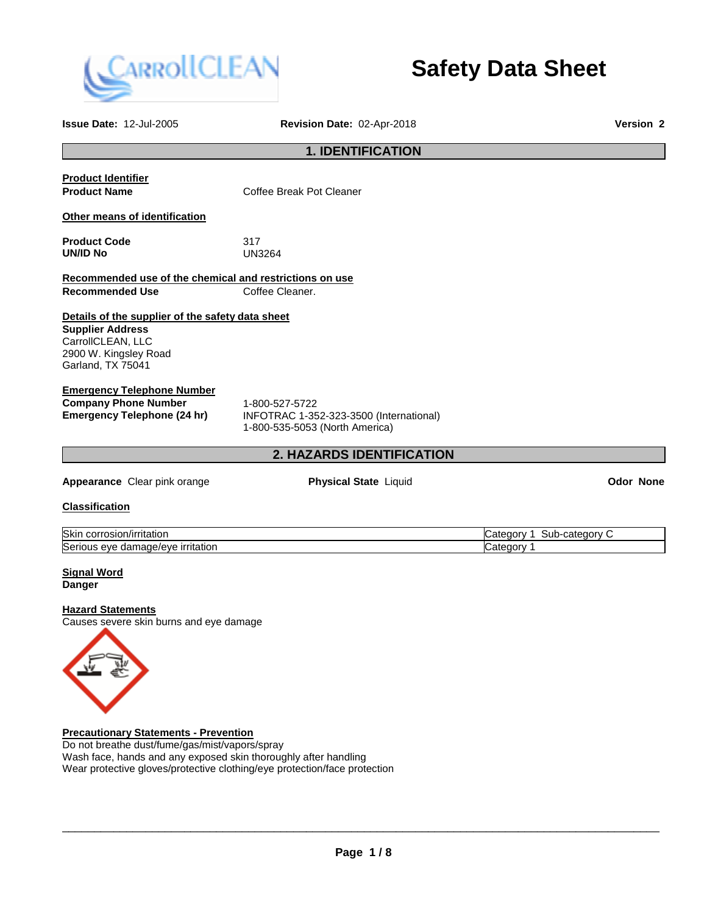# Safety Data Sheet

**Issue Date:** 12-Jul-2005 **Revision Date:** 02-Apr-2018 **Version** 2

## 1. IDENTIFICATION

**Product Identifier**

**Product Name** Coffee Break Pot Cleaner

**Other means of identification**

**Product Code** 317
**UN/ID No** UN3264

**Recommended use of the chemical and restrictions on use**

**Recommended Use** Coffee Cleaner.

**Details of the supplier of the safety data sheet**

**Supplier Address**
CarrollCLEAN, LLC
2900 W. Kingsley Road
Garland, TX 75041

**Emergency Telephone Number**

**Company Phone Number** 1-800-527-5722
**Emergency Telephone (24 hr)** INFOTRAC 1-352-323-3500 (International)
1-800-535-5053 (North America)

## 2. HAZARDS IDENTIFICATION

**Appearance** Clear pink orange **Physical State** Liquid **Odor** None

**Classification**

| | |
|---|---|
| Skin corrosion/irritation | Category 1 Sub-category C |
| Serious eye damage/eye irritation | Category 1 |

**Signal Word**
**Danger**

**Hazard Statements**
Causes severe skin burns and eye damage

**Precautionary Statements - Prevention**
Do not breathe dust/fume/gas/mist/vapors/spray
Wash face, hands and any exposed skin thoroughly after handling
Wear protective gloves/protective clothing/eye protection/face protection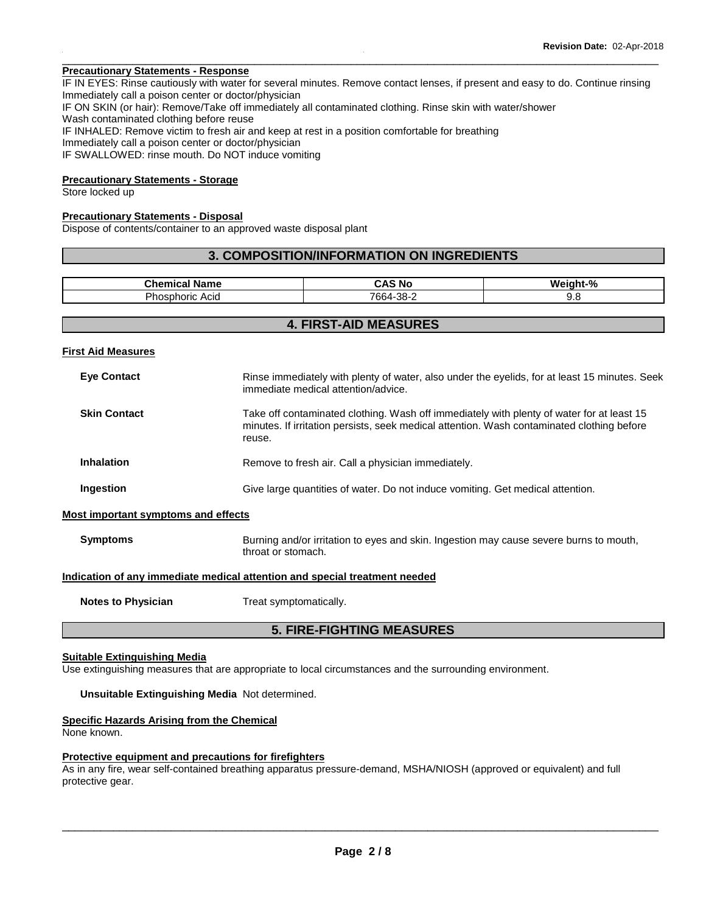**Precautionary Statements - Response**

IF IN EYES: Rinse cautiously with water for several minutes. Remove contact lenses, if present and easy to do. Continue rinsing
Immediately call a poison center or doctor/physician
IF ON SKIN (or hair): Remove/Take off immediately all contaminated clothing. Rinse skin with water/shower
Wash contaminated clothing before reuse
IF INHALED: Remove victim to fresh air and keep at rest in a position comfortable for breathing
Immediately call a poison center or doctor/physician
IF SWALLOWED: rinse mouth. Do NOT induce vomiting

**Precautionary Statements - Storage**

Store locked up

**Precautionary Statements - Disposal**

Dispose of contents/container to an approved waste disposal plant

## 3. COMPOSITION/INFORMATION ON INGREDIENTS

| Chemical Name | CAS No | Weight-% |
|---|---|---|
| Phosphoric Acid | 7664-38-2 | 9.8 |

## 4. FIRST-AID MEASURES

**First Aid Measures**

**Eye Contact** Rinse immediately with plenty of water, also under the eyelids, for at least 15 minutes. Seek immediate medical attention/advice.

**Skin Contact** Take off contaminated clothing. Wash off immediately with plenty of water for at least 15 minutes. If irritation persists, seek medical attention. Wash contaminated clothing before reuse.

**Inhalation** Remove to fresh air. Call a physician immediately.

**Ingestion** Give large quantities of water. Do not induce vomiting. Get medical attention.

**Most important symptoms and effects**

**Symptoms** Burning and/or irritation to eyes and skin. Ingestion may cause severe burns to mouth, throat or stomach.

**Indication of any immediate medical attention and special treatment needed**

**Notes to Physician** Treat symptomatically.

## 5. FIRE-FIGHTING MEASURES

**Suitable Extinguishing Media**

Use extinguishing measures that are appropriate to local circumstances and the surrounding environment.

**Unsuitable Extinguishing Media** Not determined.

**Specific Hazards Arising from the Chemical**

None known.

**Protective equipment and precautions for firefighters**

As in any fire, wear self-contained breathing apparatus pressure-demand, MSHA/NIOSH (approved or equivalent) and full protective gear.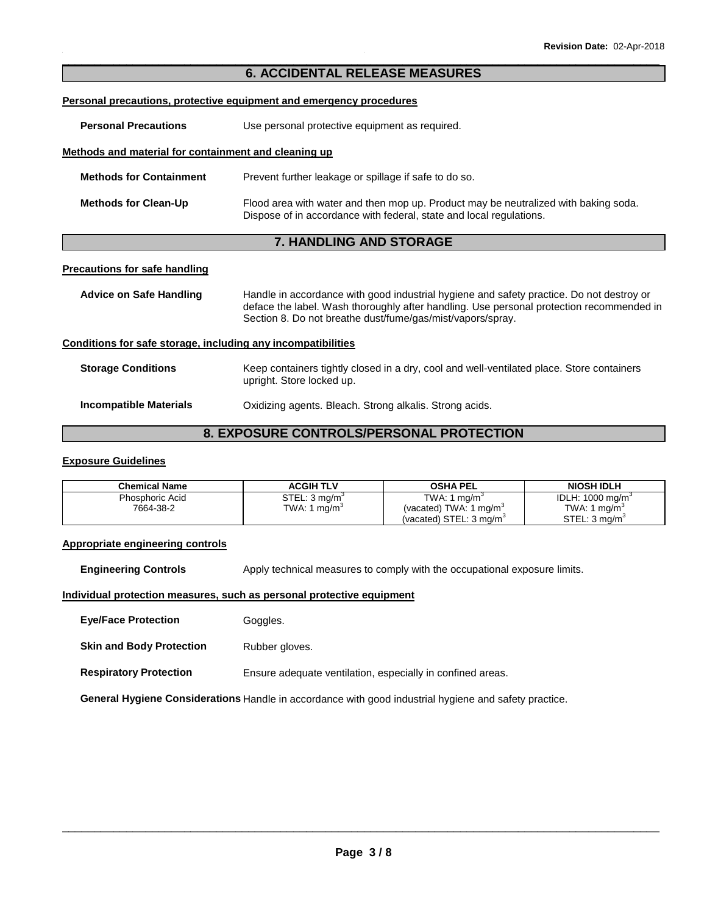## 6. ACCIDENTAL RELEASE MEASURES

**Personal precautions, protective equipment and emergency procedures**

**Personal Precautions** Use personal protective equipment as required.

**Methods and material for containment and cleaning up**

**Methods for Containment** Prevent further leakage or spillage if safe to do so.

**Methods for Clean-Up** Flood area with water and then mop up. Product may be neutralized with baking soda. Dispose of in accordance with federal, state and local regulations.

## 7. HANDLING AND STORAGE

**Precautions for safe handling**

**Advice on Safe Handling** Handle in accordance with good industrial hygiene and safety practice. Do not destroy or deface the label. Wash thoroughly after handling. Use personal protection recommended in Section 8. Do not breathe dust/fume/gas/mist/vapors/spray.

**Conditions for safe storage, including any incompatibilities**

**Storage Conditions** Keep containers tightly closed in a dry, cool and well-ventilated place. Store containers upright. Store locked up.

**Incompatible Materials** Oxidizing agents. Bleach. Strong alkalis. Strong acids.

## 8. EXPOSURE CONTROLS/PERSONAL PROTECTION

**Exposure Guidelines**

| Chemical Name | ACGIH TLV | OSHA PEL | NIOSH IDLH |
| --- | --- | --- | --- |
| Phosphoric Acid<br>7664-38-2 | STEL: 3 $mg/m^3$<br>TWA: 1 $mg/m^3$ | TWA: 1 $mg/m^3$<br>(vacated) TWA: 1 $mg/m^3$<br>(vacated) STEL: 3 $mg/m^3$ | IDLH: 1000 $mg/m^3$<br>TWA: 1 $mg/m^3$<br>STEL: 3 $mg/m^3$ |

**Appropriate engineering controls**

**Engineering Controls** Apply technical measures to comply with the occupational exposure limits.

**Individual protection measures, such as personal protective equipment**

**Eye/Face Protection** Goggles.

**Skin and Body Protection** Rubber gloves.

**Respiratory Protection** Ensure adequate ventilation, especially in confined areas.

**General Hygiene Considerations** Handle in accordance with good industrial hygiene and safety practice.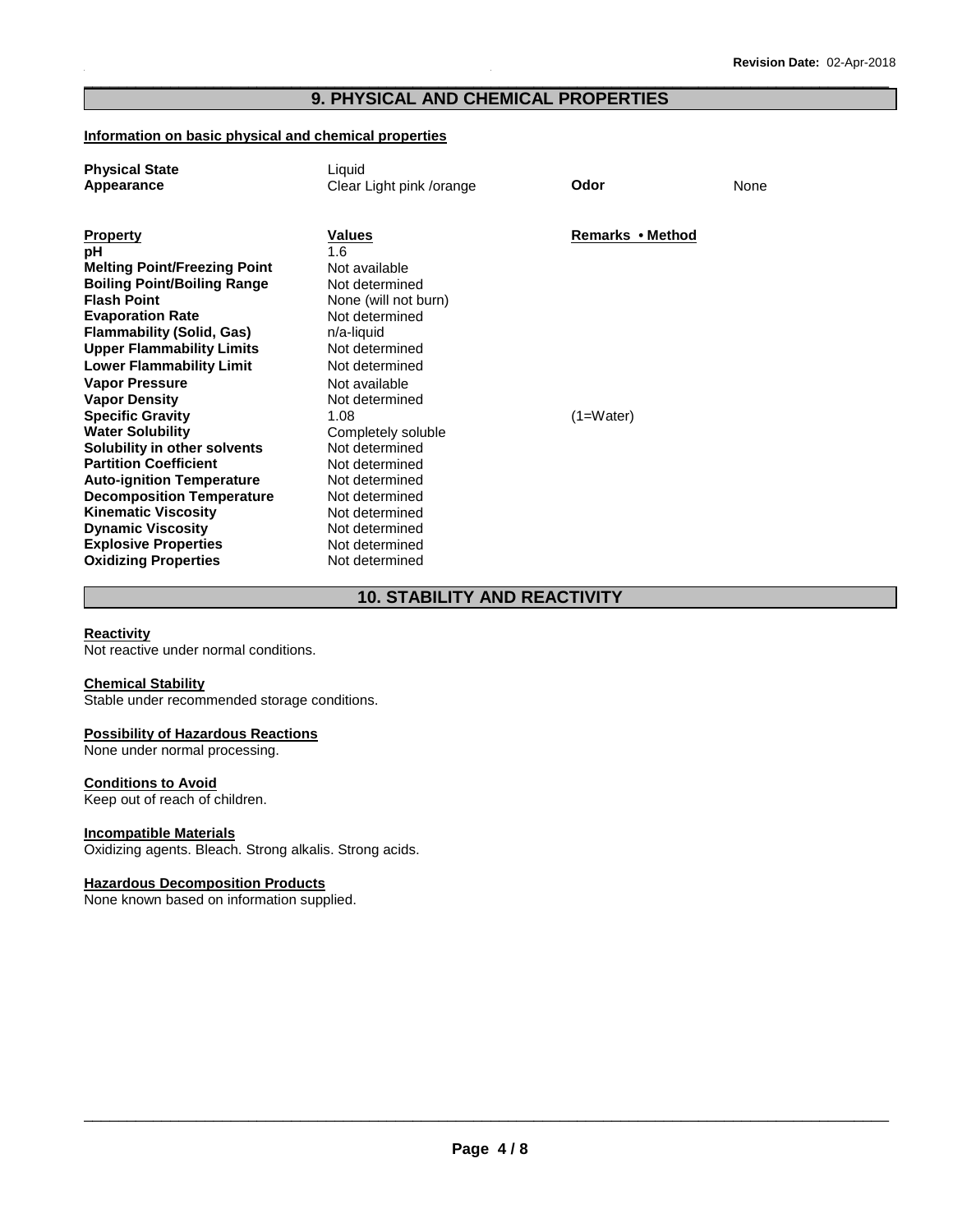## 9. PHYSICAL AND CHEMICAL PROPERTIES

**Information on basic physical and chemical properties**

| | | | |
|---|---|---|---|
| **Physical State** | Liquid | | |
| **Appearance** | Clear Light pink /orange | **Odor** | None |

| **Property** | **Values** | **Remarks • Method** |
|---|---|---|
| **pH** | 1.6 | |
| **Melting Point/Freezing Point** | Not available | |
| **Boiling Point/Boiling Range** | Not determined | |
| **Flash Point** | None (will not burn) | |
| **Evaporation Rate** | Not determined | |
| **Flammability (Solid, Gas)** | n/a-liquid | |
| **Upper Flammability Limits** | Not determined | |
| **Lower Flammability Limit** | Not determined | |
| **Vapor Pressure** | Not available | |
| **Vapor Density** | Not determined | |
| **Specific Gravity** | 1.08 | (1=Water) |
| **Water Solubility** | Completely soluble | |
| **Solubility in other solvents** | Not determined | |
| **Partition Coefficient** | Not determined | |
| **Auto-ignition Temperature** | Not determined | |
| **Decomposition Temperature** | Not determined | |
| **Kinematic Viscosity** | Not determined | |
| **Dynamic Viscosity** | Not determined | |
| **Explosive Properties** | Not determined | |
| **Oxidizing Properties** | Not determined | |

## 10. STABILITY AND REACTIVITY

**Reactivity**
Not reactive under normal conditions.

**Chemical Stability**
Stable under recommended storage conditions.

**Possibility of Hazardous Reactions**
None under normal processing.

**Conditions to Avoid**
Keep out of reach of children.

**Incompatible Materials**
Oxidizing agents. Bleach. Strong alkalis. Strong acids.

**Hazardous Decomposition Products**
None known based on information supplied.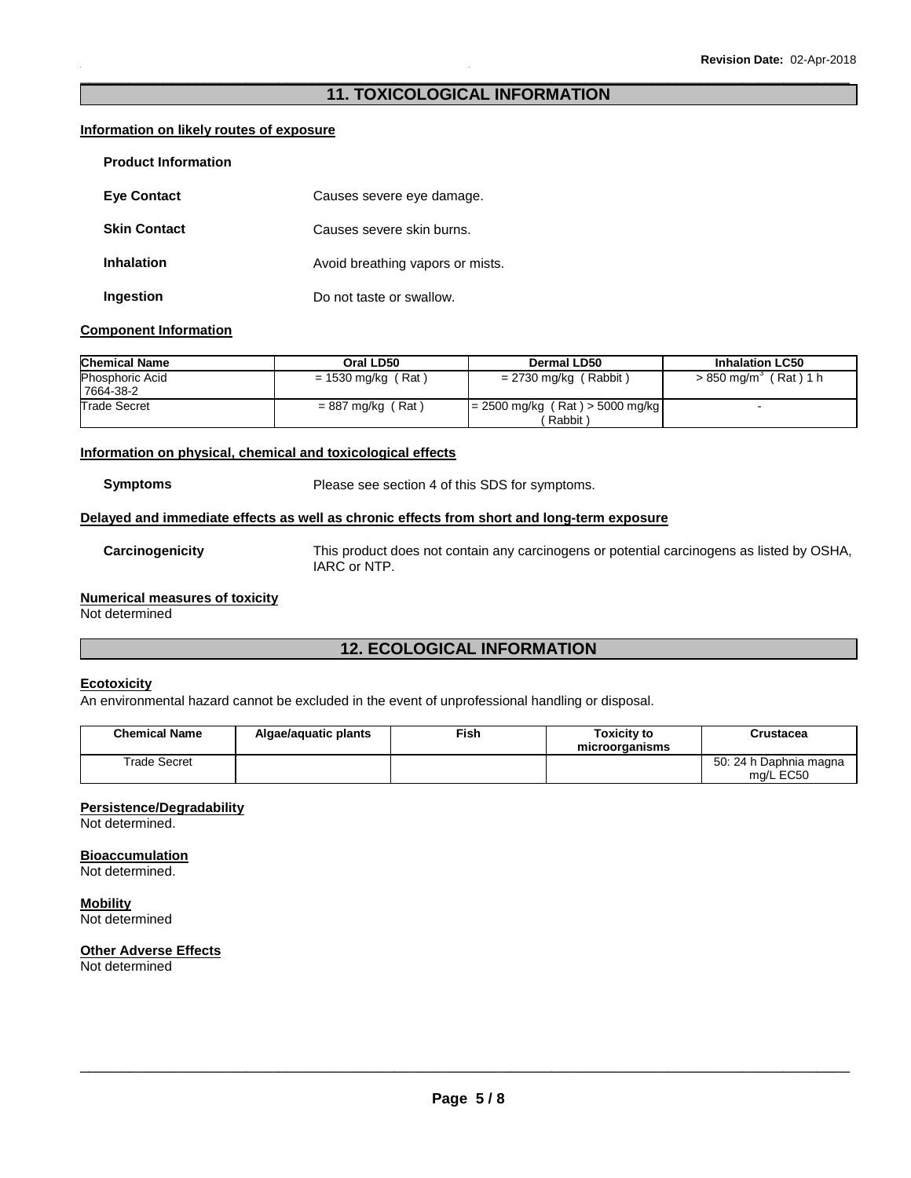## 11. TOXICOLOGICAL INFORMATION

**Information on likely routes of exposure**

**Product Information**

**Eye Contact** Causes severe eye damage.

**Skin Contact** Causes severe skin burns.

**Inhalation** Avoid breathing vapors or mists.

**Ingestion** Do not taste or swallow.

**Component Information**

| Chemical Name | Oral LD50 | Dermal LD50 | Inhalation LC50 |
|---|---|---|---|
| Phosphoric Acid 7664-38-2 | = 1530 mg/kg ( Rat ) | = 2730 mg/kg ( Rabbit ) | > 850 mg/m$^3$ ( Rat ) 1 h |
| Trade Secret | = 887 mg/kg ( Rat ) | = 2500 mg/kg ( Rat ) > 5000 mg/kg ( Rabbit ) | - |

**Information on physical, chemical and toxicological effects**

**Symptoms** Please see section 4 of this SDS for symptoms.

**Delayed and immediate effects as well as chronic effects from short and long-term exposure**

**Carcinogenicity** This product does not contain any carcinogens or potential carcinogens as listed by OSHA, IARC or NTP.

**Numerical measures of toxicity**
Not determined

## 12. ECOLOGICAL INFORMATION

**Ecotoxicity**
An environmental hazard cannot be excluded in the event of unprofessional handling or disposal.

| Chemical Name | Algae/aquatic plants | Fish | Toxicity to microorganisms | Crustacea |
|---|---|---|---|---|
| Trade Secret | | | | 50: 24 h Daphnia magna mg/L EC50 |

**Persistence/Degradability**
Not determined.

**Bioaccumulation**
Not determined.

**Mobility**
Not determined

**Other Adverse Effects**
Not determined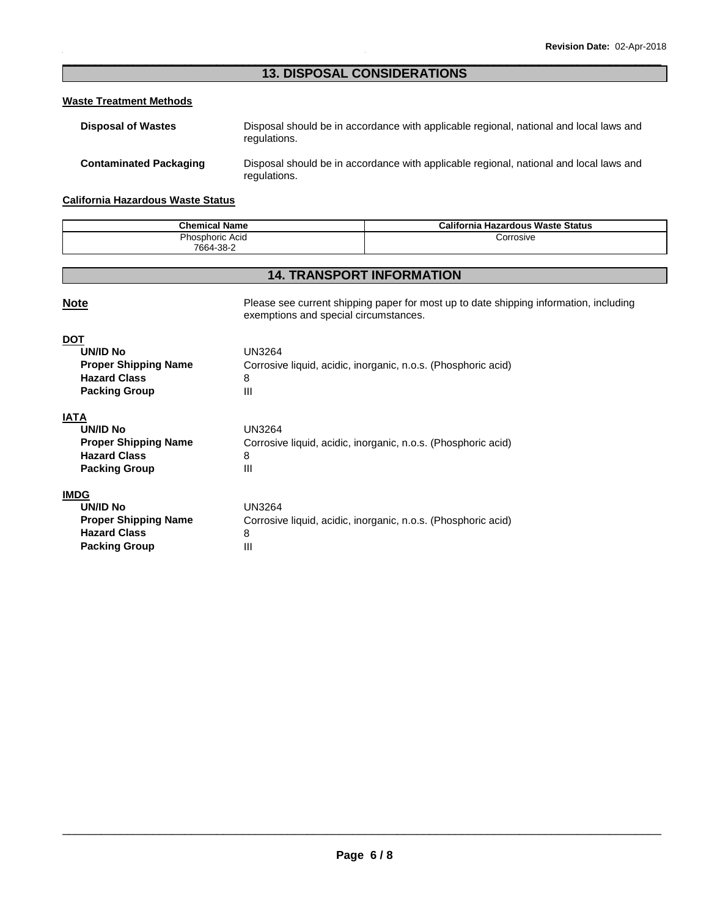## 13. DISPOSAL CONSIDERATIONS

**Waste Treatment Methods**

**Disposal of Wastes** Disposal should be in accordance with applicable regional, national and local laws and regulations.

**Contaminated Packaging** Disposal should be in accordance with applicable regional, national and local laws and regulations.

**California Hazardous Waste Status**

| Chemical Name | California Hazardous Waste Status |
|---|---|
| Phosphoric Acid 7664-38-2 | Corrosive |

## 14. TRANSPORT INFORMATION

**Note** Please see current shipping paper for most up to date shipping information, including exemptions and special circumstances.

**DOT**

- **UN/ID No** UN3264
- **Proper Shipping Name** Corrosive liquid, acidic, inorganic, n.o.s. (Phosphoric acid)
- **Hazard Class** 8
- **Packing Group** III

**IATA**

- **UN/ID No** UN3264
- **Proper Shipping Name** Corrosive liquid, acidic, inorganic, n.o.s. (Phosphoric acid)
- **Hazard Class** 8
- **Packing Group** III

**IMDG**

- **UN/ID No** UN3264
- **Proper Shipping Name** Corrosive liquid, acidic, inorganic, n.o.s. (Phosphoric acid)
- **Hazard Class** 8
- **Packing Group** III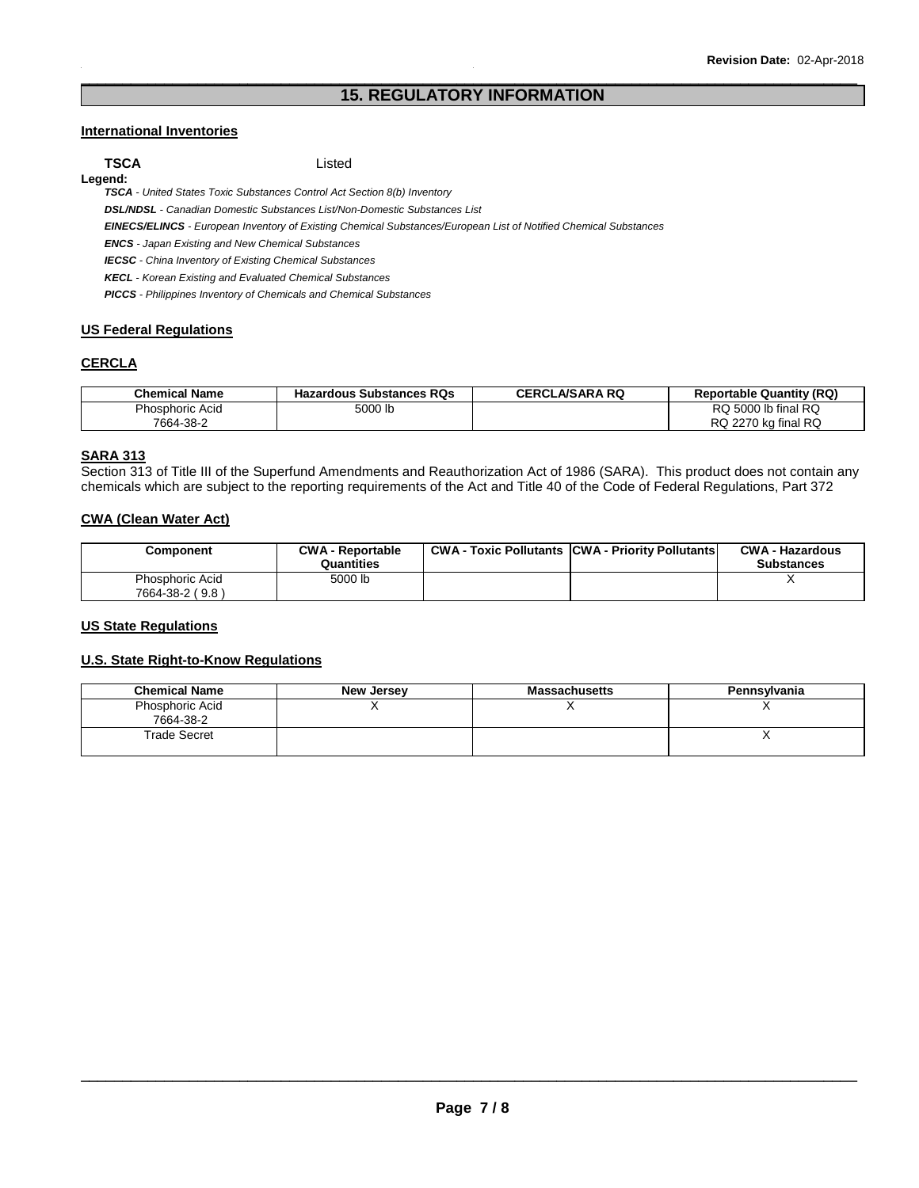## 15. REGULATORY INFORMATION

### International Inventories

**TSCA** Listed

**Legend:**

***TSCA*** *- United States Toxic Substances Control Act Section 8(b) Inventory*

***DSL/NDSL*** *- Canadian Domestic Substances List/Non-Domestic Substances List*

***EINECS/ELINCS*** *- European Inventory of Existing Chemical Substances/European List of Notified Chemical Substances*

***ENCS*** *- Japan Existing and New Chemical Substances*

***IECSC*** *- China Inventory of Existing Chemical Substances*

***KECL*** *- Korean Existing and Evaluated Chemical Substances*

***PICCS*** *- Philippines Inventory of Chemicals and Chemical Substances*

### US Federal Regulations

### CERCLA

| Chemical Name | Hazardous Substances RQs | CERCLA/SARA RQ | Reportable Quantity (RQ) |
|---|---|---|---|
| Phosphoric Acid<br>7664-38-2 | 5000 lb | | RQ 5000 lb final RQ<br>RQ 2270 kg final RQ |

### SARA 313

Section 313 of Title III of the Superfund Amendments and Reauthorization Act of 1986 (SARA). This product does not contain any chemicals which are subject to the reporting requirements of the Act and Title 40 of the Code of Federal Regulations, Part 372

### CWA (Clean Water Act)

| Component | CWA - Reportable Quantities | CWA - Toxic Pollutants | CWA - Priority Pollutants | CWA - Hazardous Substances |
|---|---|---|---|---|
| Phosphoric Acid<br>7664-38-2 ( 9.8 ) | 5000 lb | | | X |

### US State Regulations

### U.S. State Right-to-Know Regulations

| Chemical Name | New Jersey | Massachusetts | Pennsylvania |
|---|---|---|---|
| Phosphoric Acid<br>7664-38-2 | X | X | X |
| Trade Secret | | | X |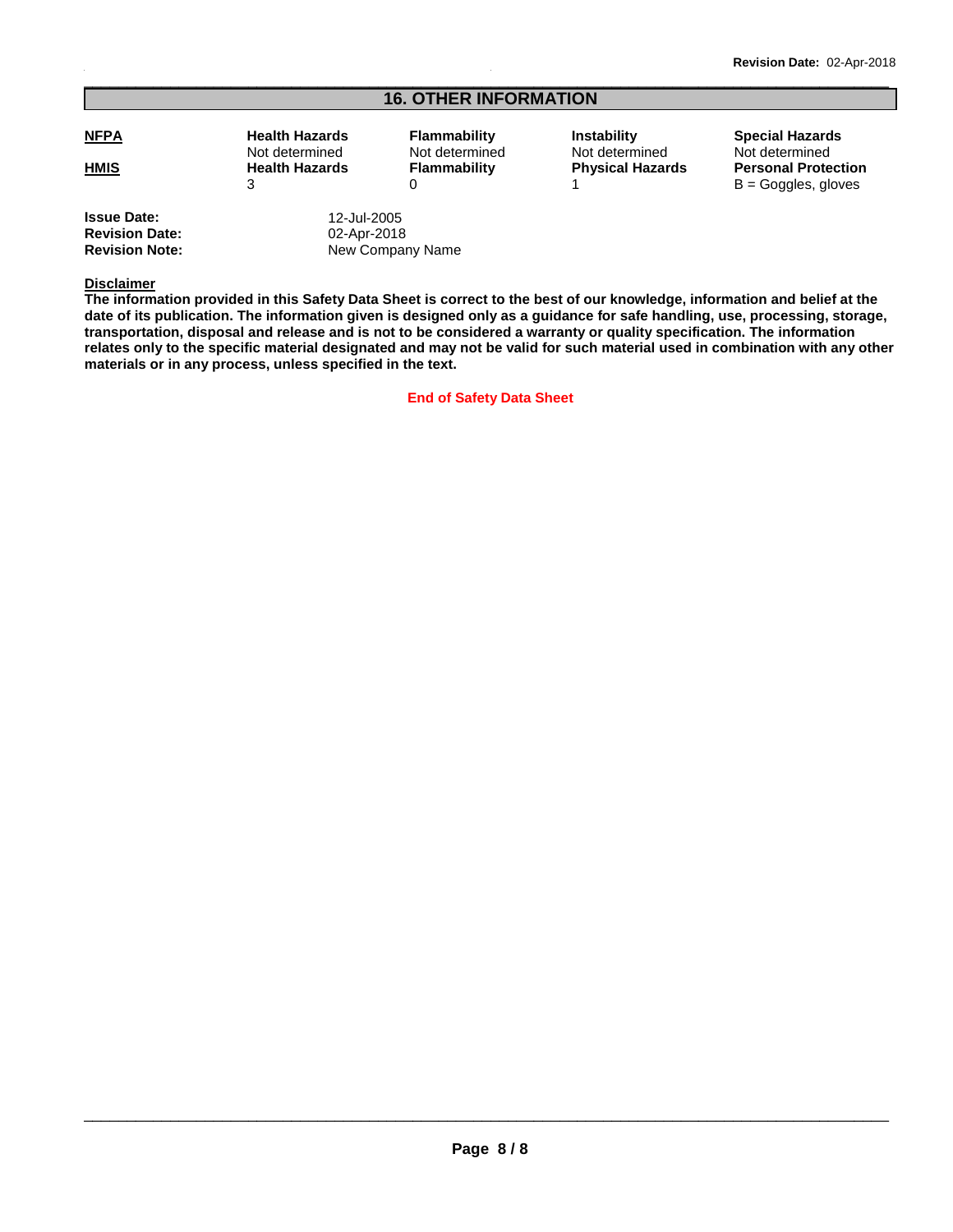## 16. OTHER INFORMATION

| | | | | |
|---|---|---|---|---|
| **NFPA** | **Health Hazards** Not determined | **Flammability** Not determined | **Instability** Not determined | **Special Hazards** Not determined |
| **HMIS** | **Health Hazards** 3 | **Flammability** 0 | **Physical Hazards** 1 | **Personal Protection** B = Goggles, gloves |

**Issue Date:** 12-Jul-2005
**Revision Date:** 02-Apr-2018
**Revision Note:** New Company Name

**Disclaimer**
**The information provided in this Safety Data Sheet is correct to the best of our knowledge, information and belief at the date of its publication. The information given is designed only as a guidance for safe handling, use, processing, storage, transportation, disposal and release and is not to be considered a warranty or quality specification. The information relates only to the specific material designated and may not be valid for such material used in combination with any other materials or in any process, unless specified in the text.**

**End of Safety Data Sheet**